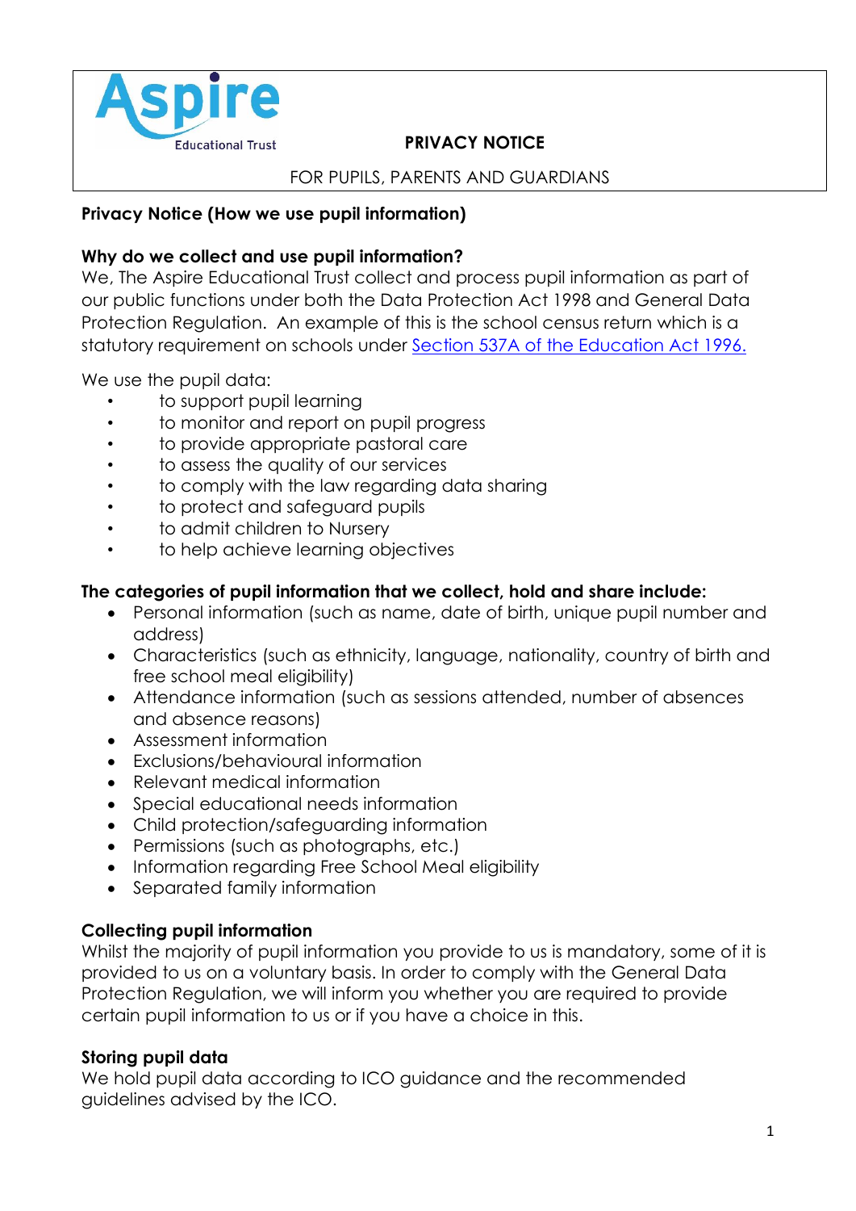Aspire Educational Trust

# PRIVACY NOTICE

FOR PUPILS, PARENTS AND GUARDIANS

**Privacy Notice (How we use pupil information)**

## Why do we collect and use pupil information?

We, The Aspire Educational Trust collect and process pupil information as part of our public functions under both the Data Protection Act 1998 and General Data Protection Regulation. An example of this is the school census return which is a statutory requirement on schools under [Section 537A of the Education Act 1996.]()

We use the pupil data:

- to support pupil learning
- to monitor and report on pupil progress
- to provide appropriate pastoral care
- to assess the quality of our services
- to comply with the law regarding data sharing
- to protect and safeguard pupils
- to admit children to Nursery
- to help achieve learning objectives

## The categories of pupil information that we collect, hold and share include:

- Personal information (such as name, date of birth, unique pupil number and address)
- Characteristics (such as ethnicity, language, nationality, country of birth and free school meal eligibility)
- Attendance information (such as sessions attended, number of absences and absence reasons)
- Assessment information
- Exclusions/behavioural information
- Relevant medical information
- Special educational needs information
- Child protection/safeguarding information
- Permissions (such as photographs, etc.)
- Information regarding Free School Meal eligibility
- Separated family information

## Collecting pupil information

Whilst the majority of pupil information you provide to us is mandatory, some of it is provided to us on a voluntary basis. In order to comply with the General Data Protection Regulation, we will inform you whether you are required to provide certain pupil information to us or if you have a choice in this.

## Storing pupil data

We hold pupil data according to ICO guidance and the recommended guidelines advised by the ICO.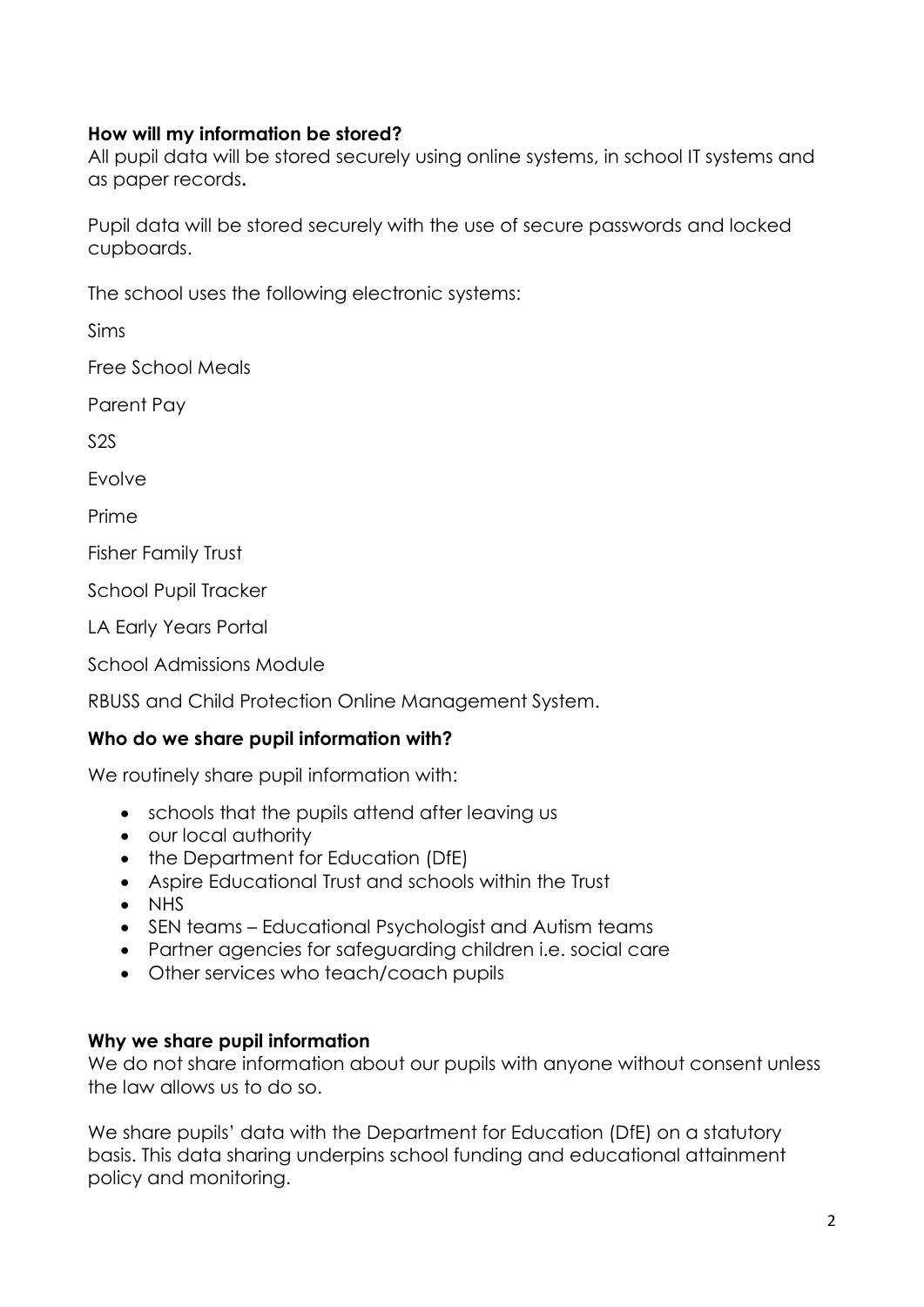**How will my information be stored?**
All pupil data will be stored securely using online systems, in school IT systems and as paper records**.**

Pupil data will be stored securely with the use of secure passwords and locked cupboards.

The school uses the following electronic systems:

Sims

Free School Meals

Parent Pay

S2S

Evolve

Prime

Fisher Family Trust

School Pupil Tracker

LA Early Years Portal

School Admissions Module

RBUSS and Child Protection Online Management System.

**Who do we share pupil information with?**

We routinely share pupil information with:

- schools that the pupils attend after leaving us
- our local authority
- the Department for Education (DfE)
- Aspire Educational Trust and schools within the Trust
- NHS
- SEN teams – Educational Psychologist and Autism teams
- Partner agencies for safeguarding children i.e. social care
- Other services who teach/coach pupils

**Why we share pupil information**
We do not share information about our pupils with anyone without consent unless the law allows us to do so.

We share pupils' data with the Department for Education (DfE) on a statutory basis. This data sharing underpins school funding and educational attainment policy and monitoring.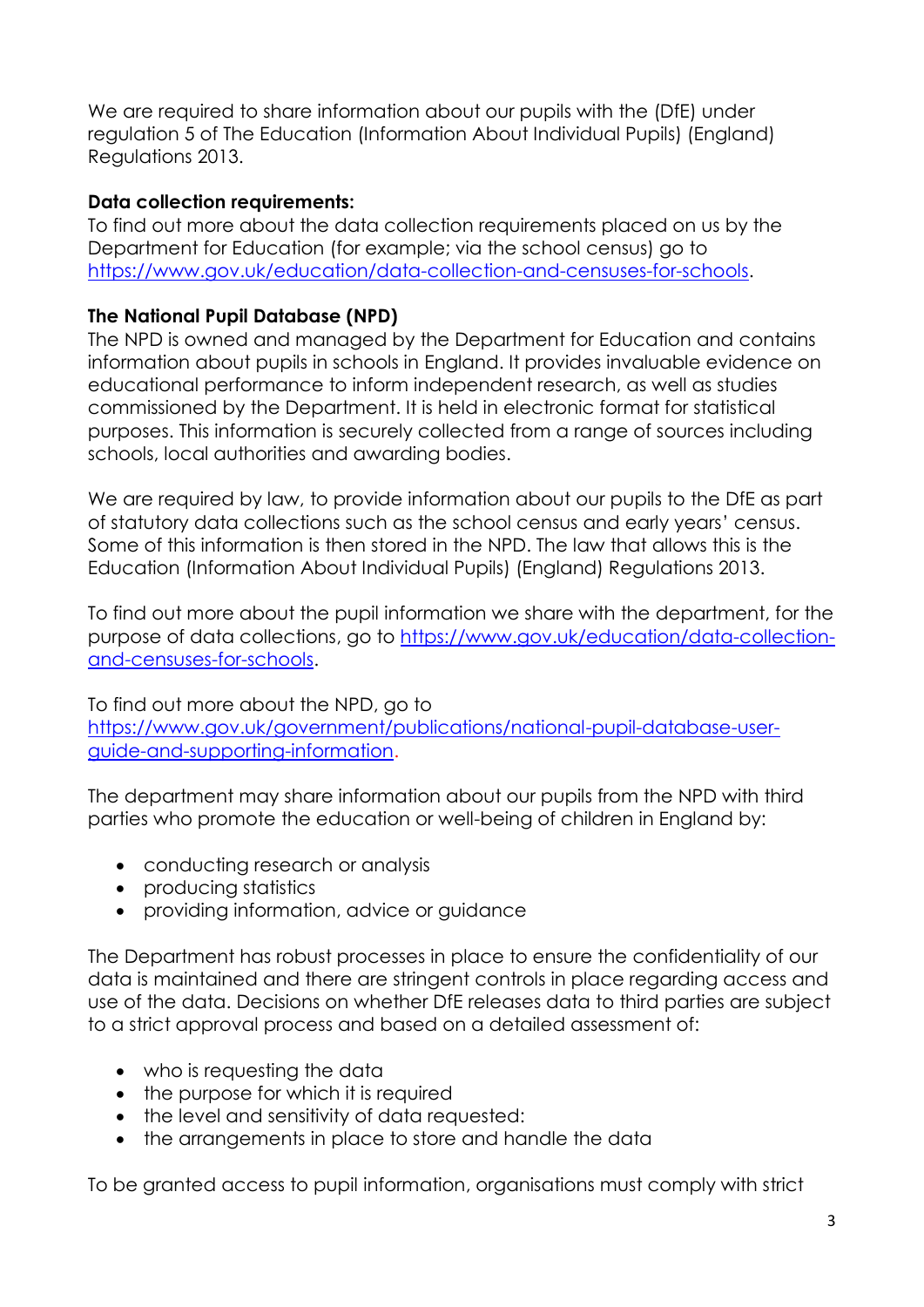We are required to share information about our pupils with the (DfE) under regulation 5 of The Education (Information About Individual Pupils) (England) Regulations 2013.

**Data collection requirements:**

To find out more about the data collection requirements placed on us by the Department for Education (for example; via the school census) go to [https://www.gov.uk/education/data-collection-and-censuses-for-schools](https://www.gov.uk/education/data-collection-and-censuses-for-schools).

**The National Pupil Database (NPD)**

The NPD is owned and managed by the Department for Education and contains information about pupils in schools in England. It provides invaluable evidence on educational performance to inform independent research, as well as studies commissioned by the Department. It is held in electronic format for statistical purposes. This information is securely collected from a range of sources including schools, local authorities and awarding bodies.

We are required by law, to provide information about our pupils to the DfE as part of statutory data collections such as the school census and early years' census. Some of this information is then stored in the NPD. The law that allows this is the Education (Information About Individual Pupils) (England) Regulations 2013.

To find out more about the pupil information we share with the department, for the purpose of data collections, go to [https://www.gov.uk/education/data-collection-and-censuses-for-schools](https://www.gov.uk/education/data-collection-and-censuses-for-schools).

To find out more about the NPD, go to [https://www.gov.uk/government/publications/national-pupil-database-user-guide-and-supporting-information](https://www.gov.uk/government/publications/national-pupil-database-user-guide-and-supporting-information).

The department may share information about our pupils from the NPD with third parties who promote the education or well-being of children in England by:

- conducting research or analysis
- producing statistics
- providing information, advice or guidance

The Department has robust processes in place to ensure the confidentiality of our data is maintained and there are stringent controls in place regarding access and use of the data. Decisions on whether DfE releases data to third parties are subject to a strict approval process and based on a detailed assessment of:

- who is requesting the data
- the purpose for which it is required
- the level and sensitivity of data requested:
- the arrangements in place to store and handle the data

To be granted access to pupil information, organisations must comply with strict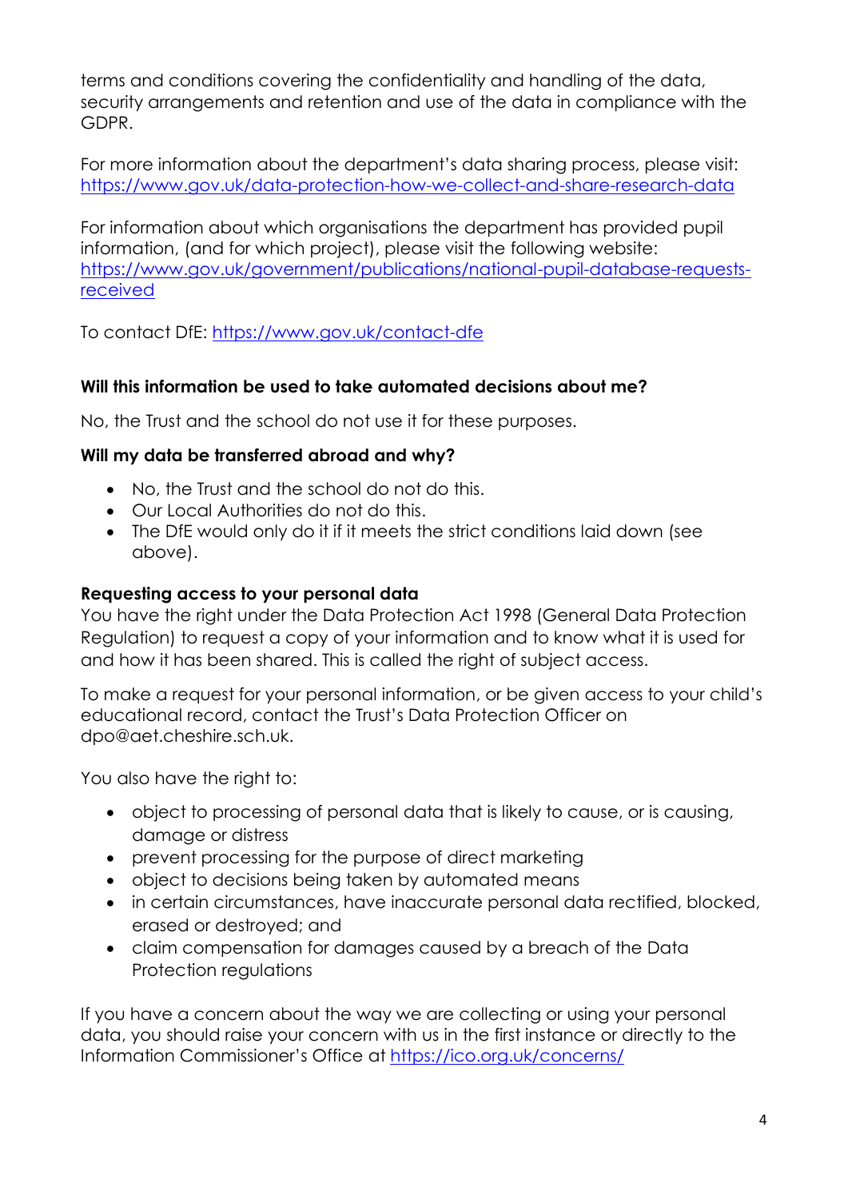terms and conditions covering the confidentiality and handling of the data, security arrangements and retention and use of the data in compliance with the GDPR.

For more information about the department's data sharing process, please visit: [https://www.gov.uk/data-protection-how-we-collect-and-share-research-data](https://www.gov.uk/data-protection-how-we-collect-and-share-research-data)

For information about which organisations the department has provided pupil information, (and for which project), please visit the following website: [https://www.gov.uk/government/publications/national-pupil-database-requests-received](https://www.gov.uk/government/publications/national-pupil-database-requests-received)

To contact DfE: [https://www.gov.uk/contact-dfe](https://www.gov.uk/contact-dfe)

**Will this information be used to take automated decisions about me?**

No, the Trust and the school do not use it for these purposes.

**Will my data be transferred abroad and why?**

- No, the Trust and the school do not do this.
- Our Local Authorities do not do this.
- The DfE would only do it if it meets the strict conditions laid down (see above).

**Requesting access to your personal data**

You have the right under the Data Protection Act 1998 (General Data Protection Regulation) to request a copy of your information and to know what it is used for and how it has been shared. This is called the right of subject access.

To make a request for your personal information, or be given access to your child's educational record, contact the Trust's Data Protection Officer on dpo@aet.cheshire.sch.uk.

You also have the right to:

- object to processing of personal data that is likely to cause, or is causing, damage or distress
- prevent processing for the purpose of direct marketing
- object to decisions being taken by automated means
- in certain circumstances, have inaccurate personal data rectified, blocked, erased or destroyed; and
- claim compensation for damages caused by a breach of the Data Protection regulations

If you have a concern about the way we are collecting or using your personal data, you should raise your concern with us in the first instance or directly to the Information Commissioner's Office at [https://ico.org.uk/concerns/](https://ico.org.uk/concerns/)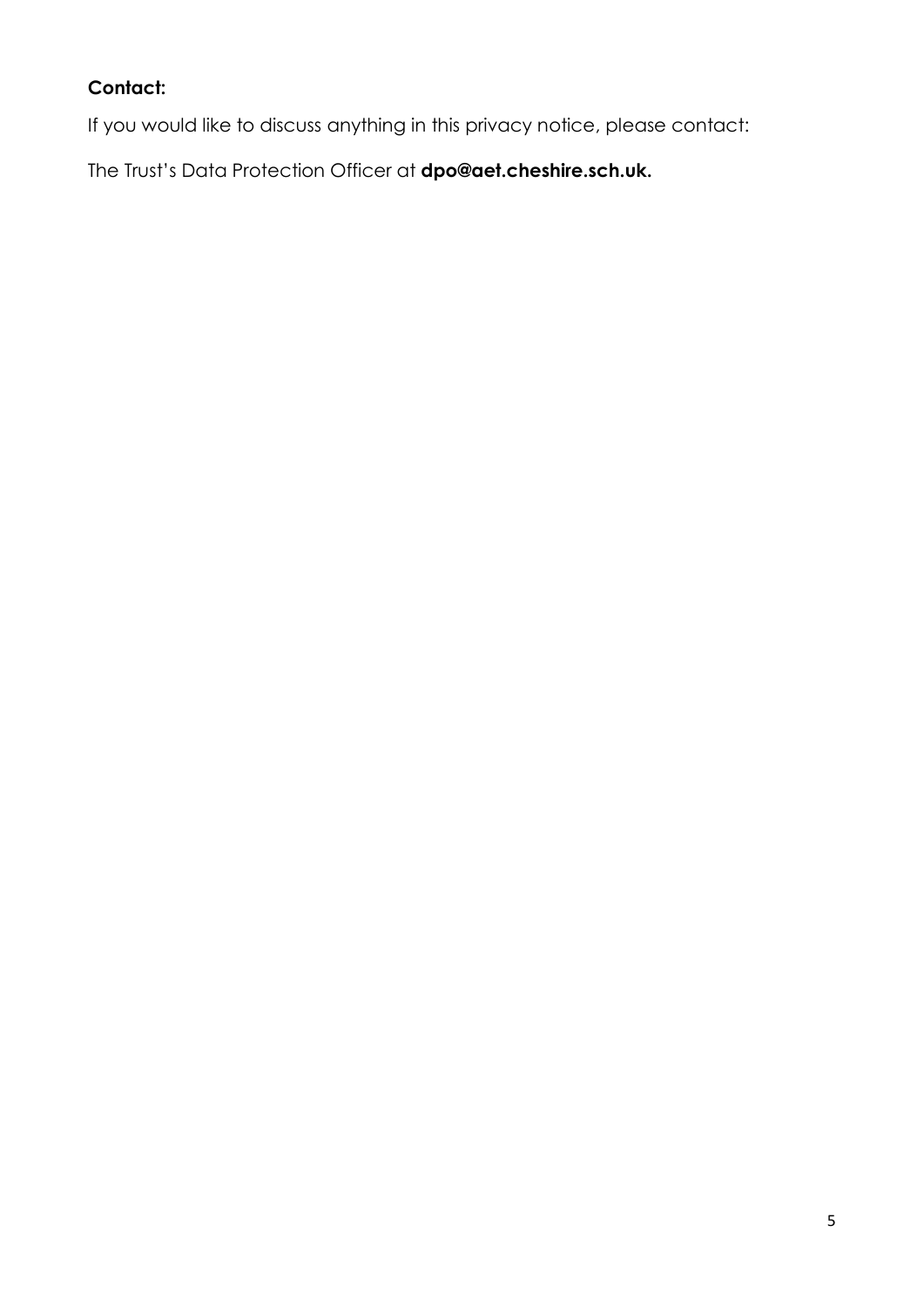**Contact:**

If you would like to discuss anything in this privacy notice, please contact:

The Trust's Data Protection Officer at **dpo@aet.cheshire.sch.uk.**